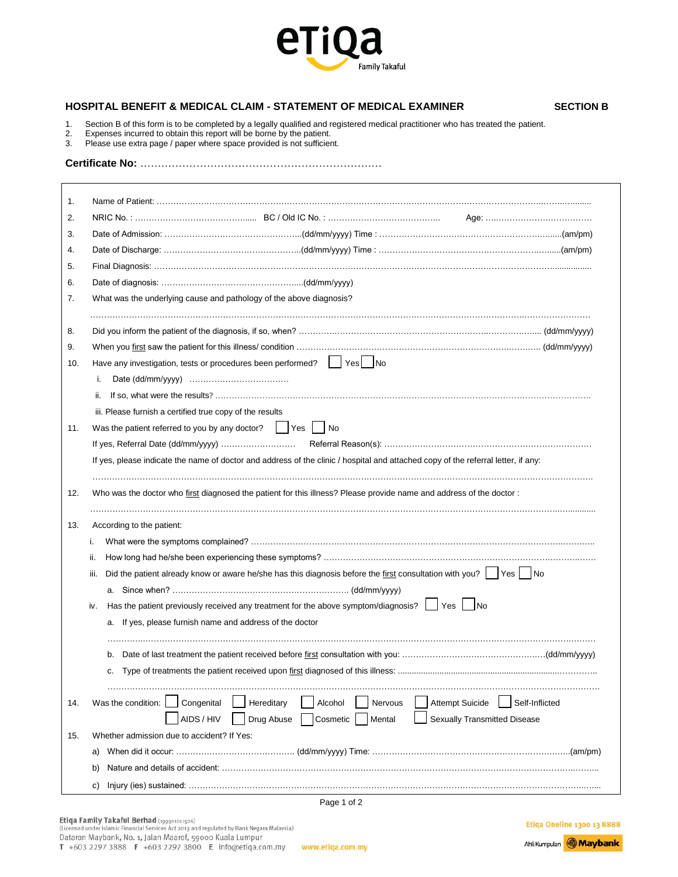# HOSPITAL BENEFIT & MEDICAL CLAIM - STATEMENT OF MEDICAL EXAMINER

**SECTION B**

1. Section B of this form is to be completed by a legally qualified and registered medical practitioner who has treated the patient.
2. Expenses incurred to obtain this report will be borne by the patient.
3. Please use extra page / paper where space provided is not sufficient.

**Certificate No:** ……………………………………………………………

1. Name of Patient: ……………………………………………………………………………………………………………………………………………
2. NRIC No. : ……………………………………… BC / Old IC No. : ………………………………… Age: ……………………………………
3. Date of Admission: ……………………………………………(dd/mm/yyyy) Time : ……………………………………………………………(am/pm)
4. Date of Discharge: ……………………………………………(dd/mm/yyyy) Time : ……………………………………………………………(am/pm)
5. Final Diagnosis: ……………………………………………………………………………………………………………………………………………
6. Date of diagnosis: ……………………………………………(dd/mm/yyyy)
7. What was the underlying cause and pathology of the above diagnosis?

   ……………………………………………………………………………………………………………………………………………………………………
8. Did you inform the patient of the diagnosis, if so, when? ……………………………………………………………………………… (dd/mm/yyyy)
9. When you first saw the patient for this illness/ condition ……………………………………………………………………………… (dd/mm/yyyy)
10. Have any investigation, tests or procedures been performed? ☐ Yes ☐ No
    i. Date (dd/mm/yyyy) ………………………………
    ii. If so, what were the results? ……………………………………………………………………………………………………………………
    iii. Please furnish a certified true copy of the results
11. Was the patient referred to you by any doctor? ☐ Yes ☐ No

    If yes, Referral Date (dd/mm/yyyy) ……………………… Referral Reason(s): ……………………………………………………………………

    If yes, please indicate the name of doctor and address of the clinic / hospital and attached copy of the referral letter, if any:

    ……………………………………………………………………………………………………………………………………………………………………
12. Who was the doctor who first diagnosed the patient for this illness? Please provide name and address of the doctor :

    ……………………………………………………………………………………………………………………………………………………………………
13. According to the patient:
    i. What were the symptoms complained? ……………………………………………………………………………………………………………
    ii. How long had he/she been experiencing these symptoms? …………………………………………………………………………………
    iii. Did the patient already know or aware he/she has this diagnosis before the first consultation with you? ☐ Yes ☐ No
       a. Since when? ……………………………………………………… (dd/mm/yyyy)
    iv. Has the patient previously received any treatment for the above symptom/diagnosis? ☐ Yes ☐ No
       a. If yes, please furnish name and address of the doctor

          ……………………………………………………………………………………………………………………………………………………………
       b. Date of last treatment the patient received before first consultation with you: ……………………………………………(dd/mm/yyyy)
       c. Type of treatments the patient received upon first diagnosed of this illness: ………………………………………………………………

          ……………………………………………………………………………………………………………………………………………………………
14. Was the condition: ☐ Congenital ☐ Hereditary ☐ Alcohol ☐ Nervous ☐ Attempt Suicide ☐ Self-Inflicted ☐ AIDS / HIV ☐ Drug Abuse ☐ Cosmetic ☐ Mental ☐ Sexually Transmitted Disease
15. Whether admission due to accident? If Yes:
    a) When did it occur: …………………………………… (dd/mm/yyyy) Time: ……………………………………………………………(am/pm)
    b) Nature and details of accident: ……………………………………………………………………………………………………………………
    c) Injury (ies) sustained: ……………………………………………………………………………………………………………………………

**Etiqa Family Takaful Berhad** (199301011506)
(Licensed under Islamic Financial Services Act 2013 and regulated by Bank Negara Malaysia)
Dataran Maybank, No. 1, Jalan Maarof, 59000 Kuala Lumpur
T +603 2297 3888 F +603 2297 3800 E info@etiqa.com.my www.etiqa.com.my

Etiqa Oneline 1300 13 8888
Ahli Kumpulan Maybank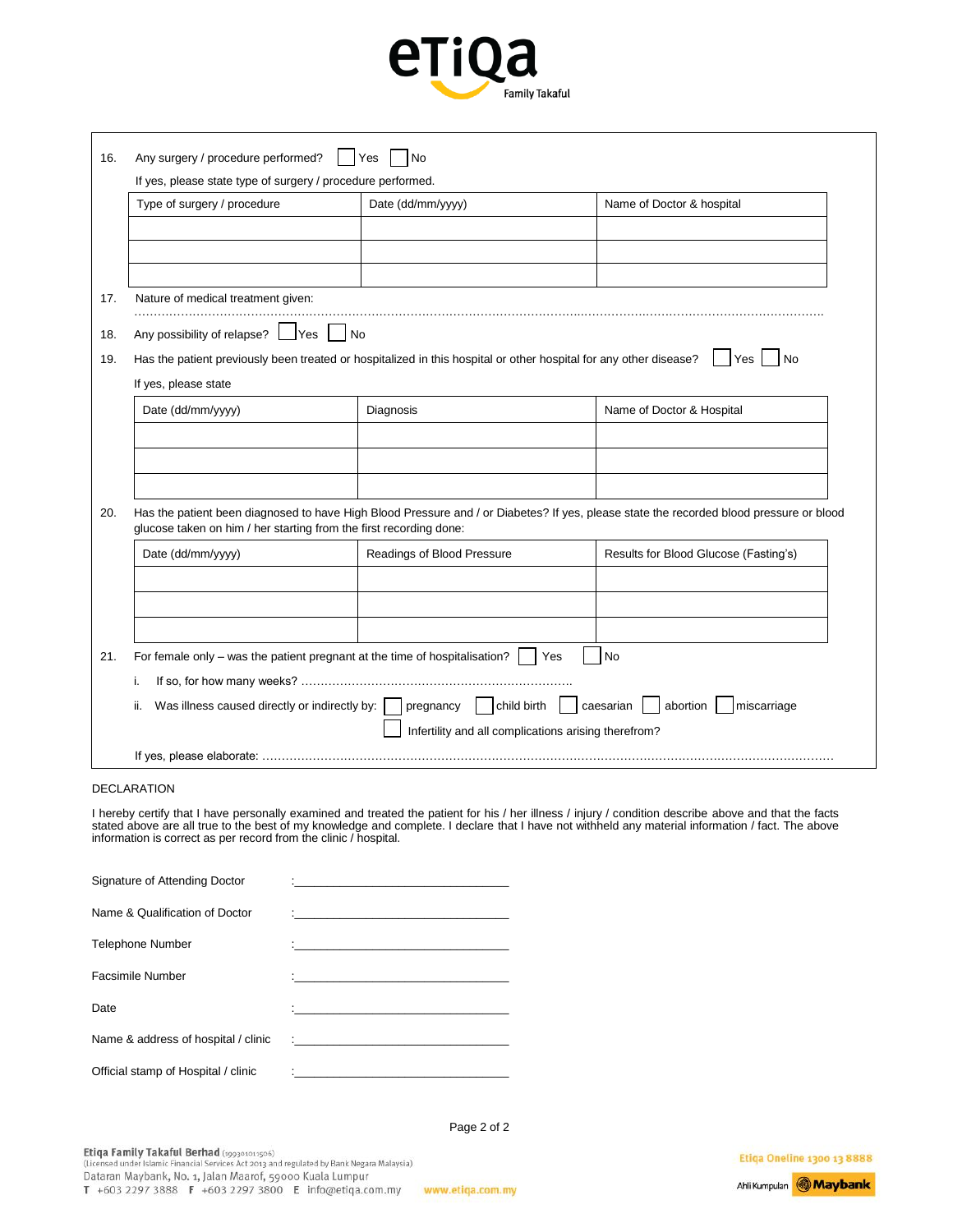16. Any surgery / procedure performed? ☐ Yes ☐ No

If yes, please state type of surgery / procedure performed.

| Type of surgery / procedure | Date (dd/mm/yyyy) | Name of Doctor & hospital |
| --- | --- | --- |
| | | |
| | | |
| | | |

17. Nature of medical treatment given:

……………………………………………………………………………………………………………………………………………………………

18. Any possibility of relapse? ☐ Yes ☐ No

19. Has the patient previously been treated or hospitalized in this hospital or other hospital for any other disease? ☐ Yes ☐ No

If yes, please state

| Date (dd/mm/yyyy) | Diagnosis | Name of Doctor & Hospital |
| --- | --- | --- |
| | | |
| | | |
| | | |

20. Has the patient been diagnosed to have High Blood Pressure and / or Diabetes? If yes, please state the recorded blood pressure or blood glucose taken on him / her starting from the first recording done:

| Date (dd/mm/yyyy) | Readings of Blood Pressure | Results for Blood Glucose (Fasting's) |
| --- | --- | --- |
| | | |
| | | |
| | | |

21. For female only – was the patient pregnant at the time of hospitalisation? ☐ Yes ☐ No

i. If so, for how many weeks? ……………………………………………………………

ii. Was illness caused directly or indirectly by: ☐ pregnancy ☐ child birth ☐ caesarian ☐ abortion ☐ miscarriage ☐ Infertility and all complications arising therefrom?

If yes, please elaborate: ……………………………………………………………………………………………………………………………

DECLARATION

I hereby certify that I have personally examined and treated the patient for his / her illness / injury / condition describe above and that the facts stated above are all true to the best of my knowledge and complete. I declare that I have not withheld any material information / fact. The above information is correct as per record from the clinic / hospital.

Signature of Attending Doctor :________________________________

Name & Qualification of Doctor :________________________________

Telephone Number :________________________________

Facsimile Number :________________________________

Date :________________________________

Name & address of hospital / clinic :________________________________

Official stamp of Hospital / clinic :________________________________

Etiqa Family Takaful Berhad (199301011506)
(Licensed under Islamic Financial Services Act 2013 and regulated by Bank Negara Malaysia)
Dataran Maybank, No. 1, Jalan Maarof, 59000 Kuala Lumpur
T +603 2297 3888 F +603 2297 3800 E info@etiqa.com.my www.etiqa.com.my

Etiqa Oneline 1300 13 8888